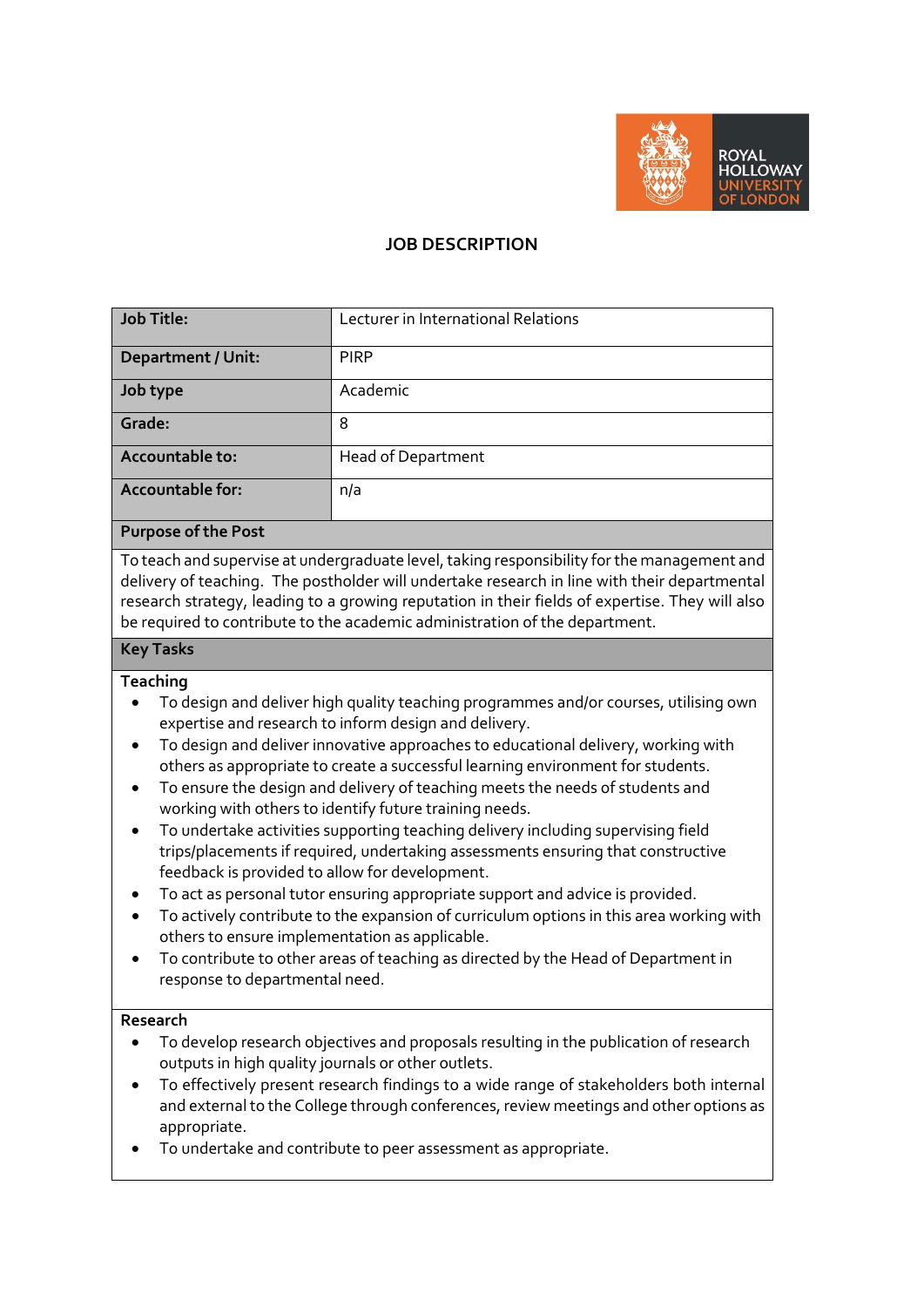# JOB DESCRIPTION

| Job Title: | Lecturer in International Relations |
|---|---|
| Department / Unit: | PIRP |
| Job type | Academic |
| Grade: | 8 |
| Accountable to: | Head of Department |
| Accountable for: | n/a |

## Purpose of the Post

To teach and supervise at undergraduate level, taking responsibility for the management and delivery of teaching. The postholder will undertake research in line with their departmental research strategy, leading to a growing reputation in their fields of expertise. They will also be required to contribute to the academic administration of the department.

## Key Tasks

### Teaching

- To design and deliver high quality teaching programmes and/or courses, utilising own expertise and research to inform design and delivery.
- To design and deliver innovative approaches to educational delivery, working with others as appropriate to create a successful learning environment for students.
- To ensure the design and delivery of teaching meets the needs of students and working with others to identify future training needs.
- To undertake activities supporting teaching delivery including supervising field trips/placements if required, undertaking assessments ensuring that constructive feedback is provided to allow for development.
- To act as personal tutor ensuring appropriate support and advice is provided.
- To actively contribute to the expansion of curriculum options in this area working with others to ensure implementation as applicable.
- To contribute to other areas of teaching as directed by the Head of Department in response to departmental need.

### Research

- To develop research objectives and proposals resulting in the publication of research outputs in high quality journals or other outlets.
- To effectively present research findings to a wide range of stakeholders both internal and external to the College through conferences, review meetings and other options as appropriate.
- To undertake and contribute to peer assessment as appropriate.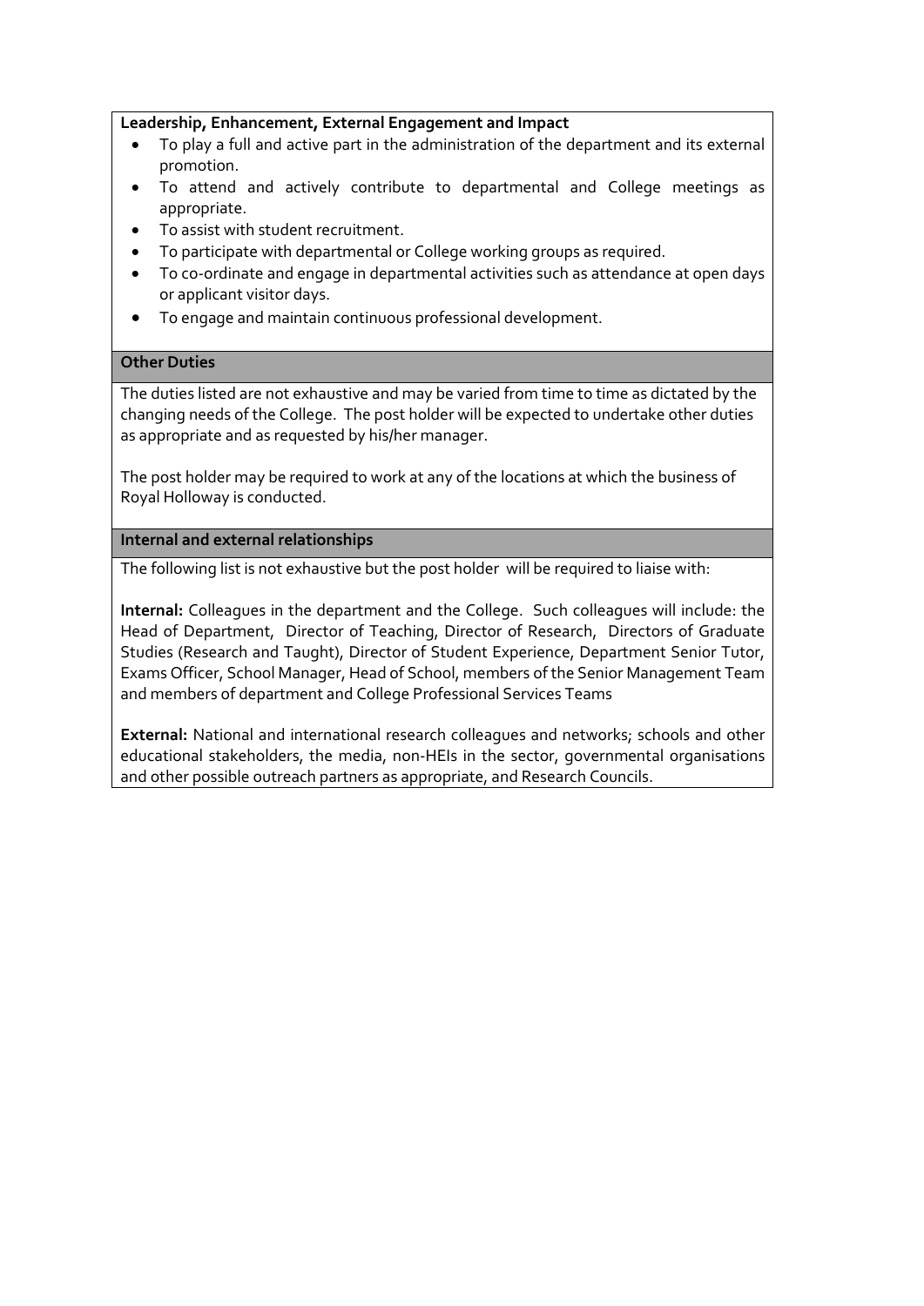**Leadership, Enhancement, External Engagement and Impact**

- To play a full and active part in the administration of the department and its external promotion.
- To attend and actively contribute to departmental and College meetings as appropriate.
- To assist with student recruitment.
- To participate with departmental or College working groups as required.
- To co-ordinate and engage in departmental activities such as attendance at open days or applicant visitor days.
- To engage and maintain continuous professional development.

**Other Duties**

The duties listed are not exhaustive and may be varied from time to time as dictated by the changing needs of the College. The post holder will be expected to undertake other duties as appropriate and as requested by his/her manager.

The post holder may be required to work at any of the locations at which the business of Royal Holloway is conducted.

**Internal and external relationships**

The following list is not exhaustive but the post holder will be required to liaise with:

**Internal:** Colleagues in the department and the College. Such colleagues will include: the Head of Department, Director of Teaching, Director of Research, Directors of Graduate Studies (Research and Taught), Director of Student Experience, Department Senior Tutor, Exams Officer, School Manager, Head of School, members of the Senior Management Team and members of department and College Professional Services Teams

**External:** National and international research colleagues and networks; schools and other educational stakeholders, the media, non-HEIs in the sector, governmental organisations and other possible outreach partners as appropriate, and Research Councils.